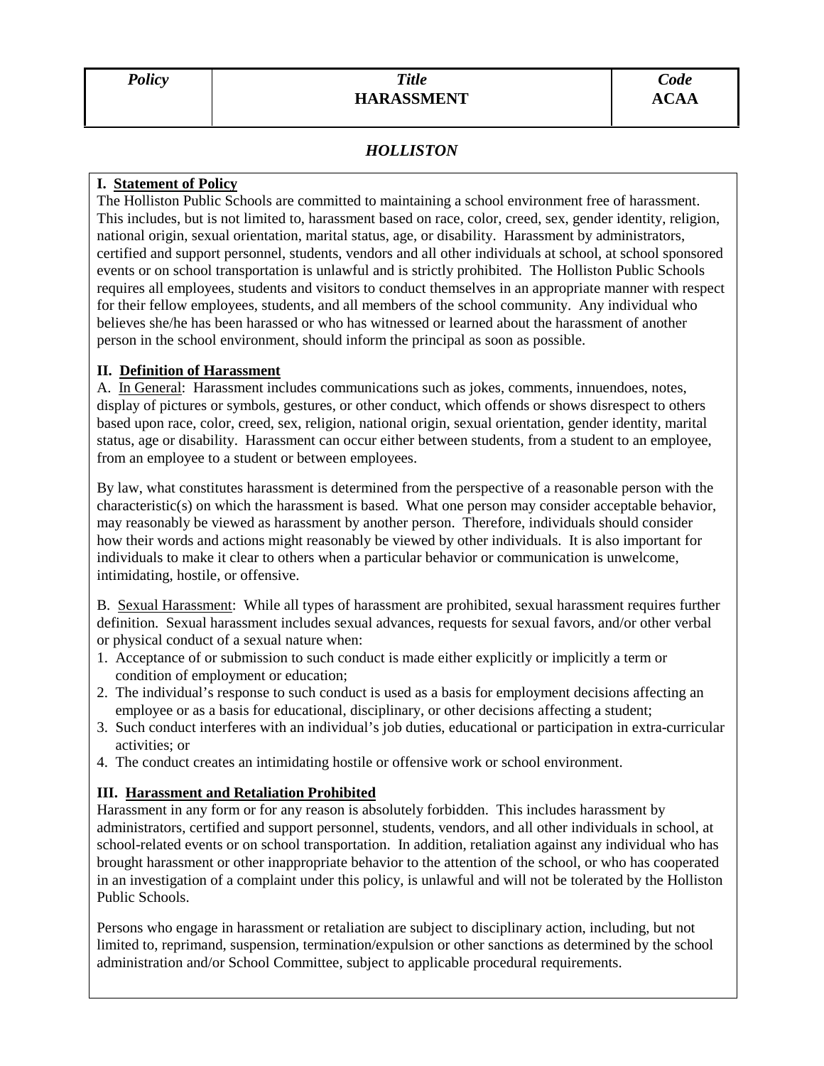| *Policy* | *Title* **HARASSMENT** | *Code* **ACAA** |
|---|---|---|

## *HOLLISTON*

### I. Statement of Policy

The Holliston Public Schools are committed to maintaining a school environment free of harassment. This includes, but is not limited to, harassment based on race, color, creed, sex, gender identity, religion, national origin, sexual orientation, marital status, age, or disability. Harassment by administrators, certified and support personnel, students, vendors and all other individuals at school, at school sponsored events or on school transportation is unlawful and is strictly prohibited. The Holliston Public Schools requires all employees, students and visitors to conduct themselves in an appropriate manner with respect for their fellow employees, students, and all members of the school community. Any individual who believes she/he has been harassed or who has witnessed or learned about the harassment of another person in the school environment, should inform the principal as soon as possible.

### II. Definition of Harassment

A. In General: Harassment includes communications such as jokes, comments, innuendoes, notes, display of pictures or symbols, gestures, or other conduct, which offends or shows disrespect to others based upon race, color, creed, sex, religion, national origin, sexual orientation, gender identity, marital status, age or disability. Harassment can occur either between students, from a student to an employee, from an employee to a student or between employees.

By law, what constitutes harassment is determined from the perspective of a reasonable person with the characteristic(s) on which the harassment is based. What one person may consider acceptable behavior, may reasonably be viewed as harassment by another person. Therefore, individuals should consider how their words and actions might reasonably be viewed by other individuals. It is also important for individuals to make it clear to others when a particular behavior or communication is unwelcome, intimidating, hostile, or offensive.

B. Sexual Harassment: While all types of harassment are prohibited, sexual harassment requires further definition. Sexual harassment includes sexual advances, requests for sexual favors, and/or other verbal or physical conduct of a sexual nature when:

1. Acceptance of or submission to such conduct is made either explicitly or implicitly a term or condition of employment or education;
2. The individual's response to such conduct is used as a basis for employment decisions affecting an employee or as a basis for educational, disciplinary, or other decisions affecting a student;
3. Such conduct interferes with an individual's job duties, educational or participation in extra-curricular activities; or
4. The conduct creates an intimidating hostile or offensive work or school environment.

### III. Harassment and Retaliation Prohibited

Harassment in any form or for any reason is absolutely forbidden. This includes harassment by administrators, certified and support personnel, students, vendors, and all other individuals in school, at school-related events or on school transportation. In addition, retaliation against any individual who has brought harassment or other inappropriate behavior to the attention of the school, or who has cooperated in an investigation of a complaint under this policy, is unlawful and will not be tolerated by the Holliston Public Schools.

Persons who engage in harassment or retaliation are subject to disciplinary action, including, but not limited to, reprimand, suspension, termination/expulsion or other sanctions as determined by the school administration and/or School Committee, subject to applicable procedural requirements.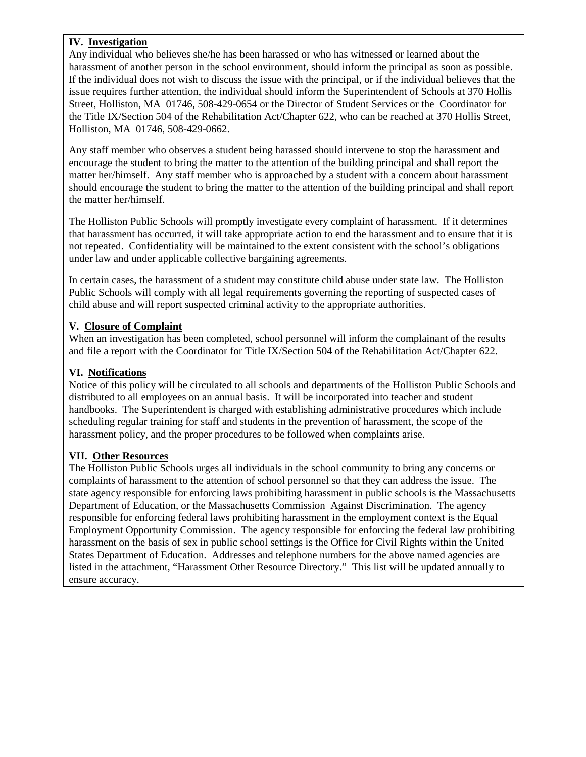## IV. Investigation

Any individual who believes she/he has been harassed or who has witnessed or learned about the harassment of another person in the school environment, should inform the principal as soon as possible. If the individual does not wish to discuss the issue with the principal, or if the individual believes that the issue requires further attention, the individual should inform the Superintendent of Schools at 370 Hollis Street, Holliston, MA 01746, 508-429-0654 or the Director of Student Services or the Coordinator for the Title IX/Section 504 of the Rehabilitation Act/Chapter 622, who can be reached at 370 Hollis Street, Holliston, MA 01746, 508-429-0662.

Any staff member who observes a student being harassed should intervene to stop the harassment and encourage the student to bring the matter to the attention of the building principal and shall report the matter her/himself. Any staff member who is approached by a student with a concern about harassment should encourage the student to bring the matter to the attention of the building principal and shall report the matter her/himself.

The Holliston Public Schools will promptly investigate every complaint of harassment. If it determines that harassment has occurred, it will take appropriate action to end the harassment and to ensure that it is not repeated. Confidentiality will be maintained to the extent consistent with the school's obligations under law and under applicable collective bargaining agreements.

In certain cases, the harassment of a student may constitute child abuse under state law. The Holliston Public Schools will comply with all legal requirements governing the reporting of suspected cases of child abuse and will report suspected criminal activity to the appropriate authorities.

## V. Closure of Complaint

When an investigation has been completed, school personnel will inform the complainant of the results and file a report with the Coordinator for Title IX/Section 504 of the Rehabilitation Act/Chapter 622.

## VI. Notifications

Notice of this policy will be circulated to all schools and departments of the Holliston Public Schools and distributed to all employees on an annual basis. It will be incorporated into teacher and student handbooks. The Superintendent is charged with establishing administrative procedures which include scheduling regular training for staff and students in the prevention of harassment, the scope of the harassment policy, and the proper procedures to be followed when complaints arise.

## VII. Other Resources

The Holliston Public Schools urges all individuals in the school community to bring any concerns or complaints of harassment to the attention of school personnel so that they can address the issue. The state agency responsible for enforcing laws prohibiting harassment in public schools is the Massachusetts Department of Education, or the Massachusetts Commission Against Discrimination. The agency responsible for enforcing federal laws prohibiting harassment in the employment context is the Equal Employment Opportunity Commission. The agency responsible for enforcing the federal law prohibiting harassment on the basis of sex in public school settings is the Office for Civil Rights within the United States Department of Education. Addresses and telephone numbers for the above named agencies are listed in the attachment, "Harassment Other Resource Directory." This list will be updated annually to ensure accuracy.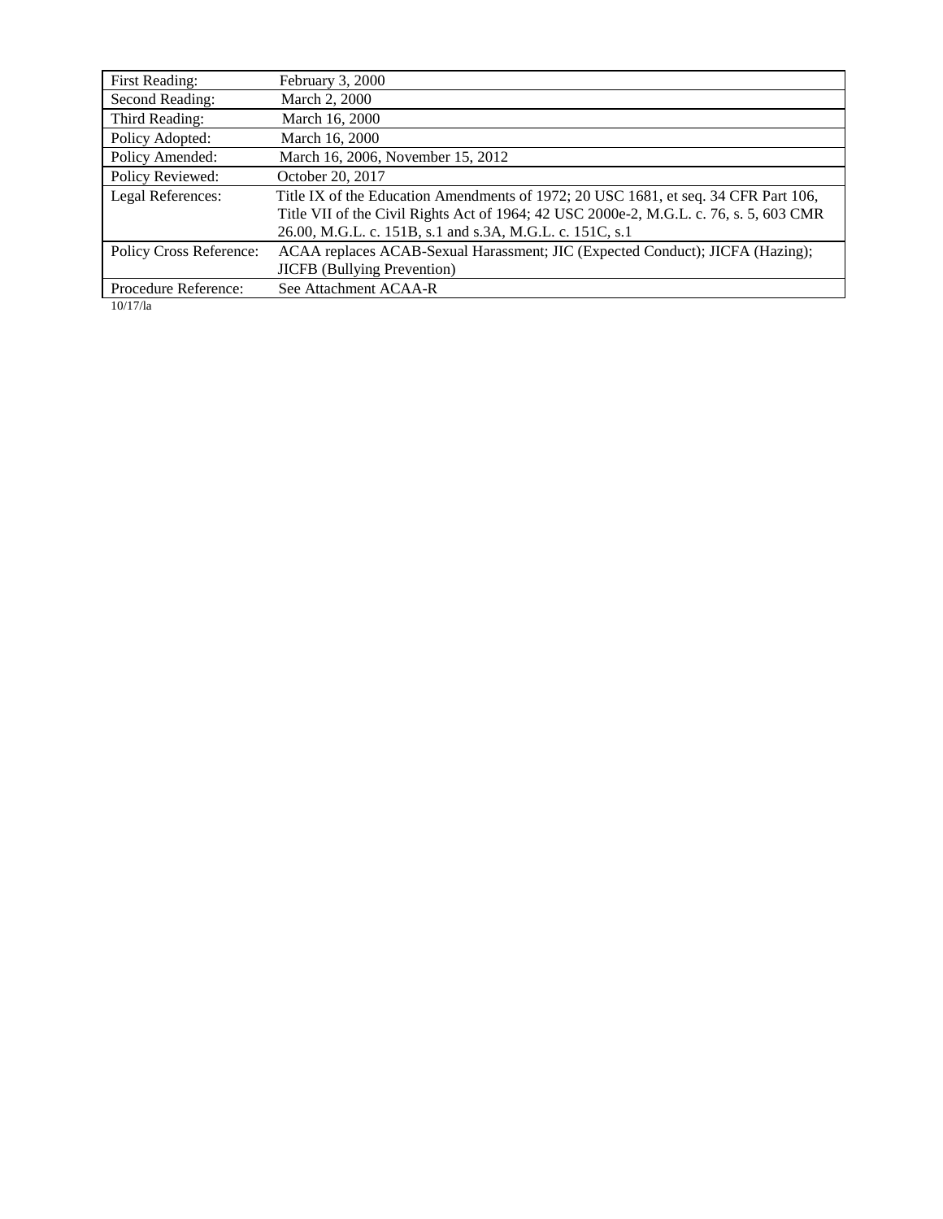| First Reading: | February 3, 2000 |
|---|---|
| Second Reading: | March 2, 2000 |
| Third Reading: | March 16, 2000 |
| Policy Adopted: | March 16, 2000 |
| Policy Amended: | March 16, 2006, November 15, 2012 |
| Policy Reviewed: | October 20, 2017 |
| Legal References: | Title IX of the Education Amendments of 1972; 20 USC 1681, et seq. 34 CFR Part 106, Title VII of the Civil Rights Act of 1964; 42 USC 2000e-2, M.G.L. c. 76, s. 5, 603 CMR 26.00, M.G.L. c. 151B, s.1 and s.3A, M.G.L. c. 151C, s.1 |
| Policy Cross Reference: | ACAA replaces ACAB-Sexual Harassment; JIC (Expected Conduct); JICFA (Hazing); JICFB (Bullying Prevention) |
| Procedure Reference: | See Attachment ACAA-R |

10/17/la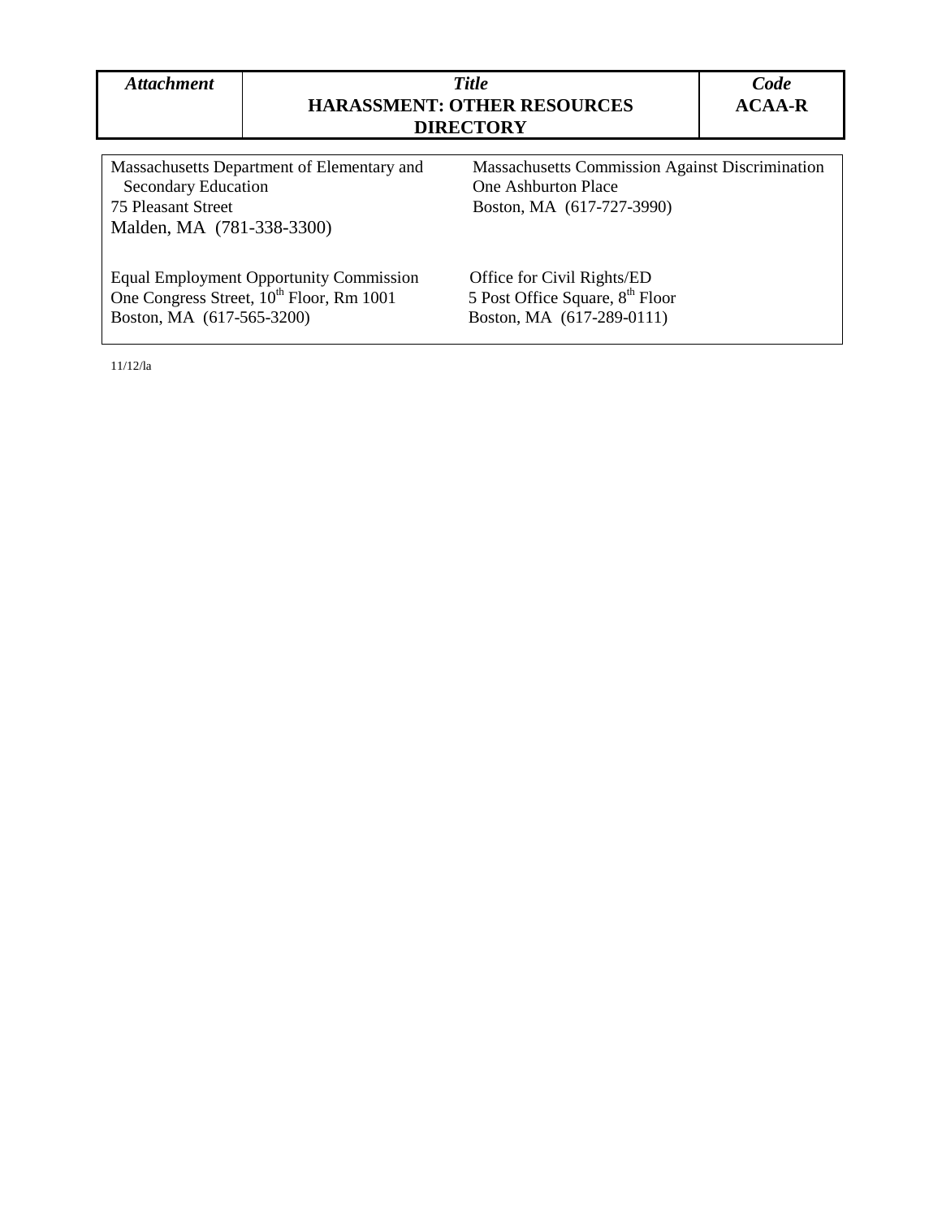| *Attachment* | *Title*<br>**HARASSMENT: OTHER RESOURCES DIRECTORY** | *Code*<br>**ACAA-R** |
|---|---|---|

| | |
|---|---|
| Massachusetts Department of Elementary and Secondary Education<br>75 Pleasant Street<br>Malden, MA (781-338-3300) | Massachusetts Commission Against Discrimination<br>One Ashburton Place<br>Boston, MA (617-727-3990) |
| Equal Employment Opportunity Commission<br>One Congress Street, 10th Floor, Rm 1001<br>Boston, MA (617-565-3200) | Office for Civil Rights/ED<br>5 Post Office Square, 8th Floor<br>Boston, MA (617-289-0111) |

11/12/la